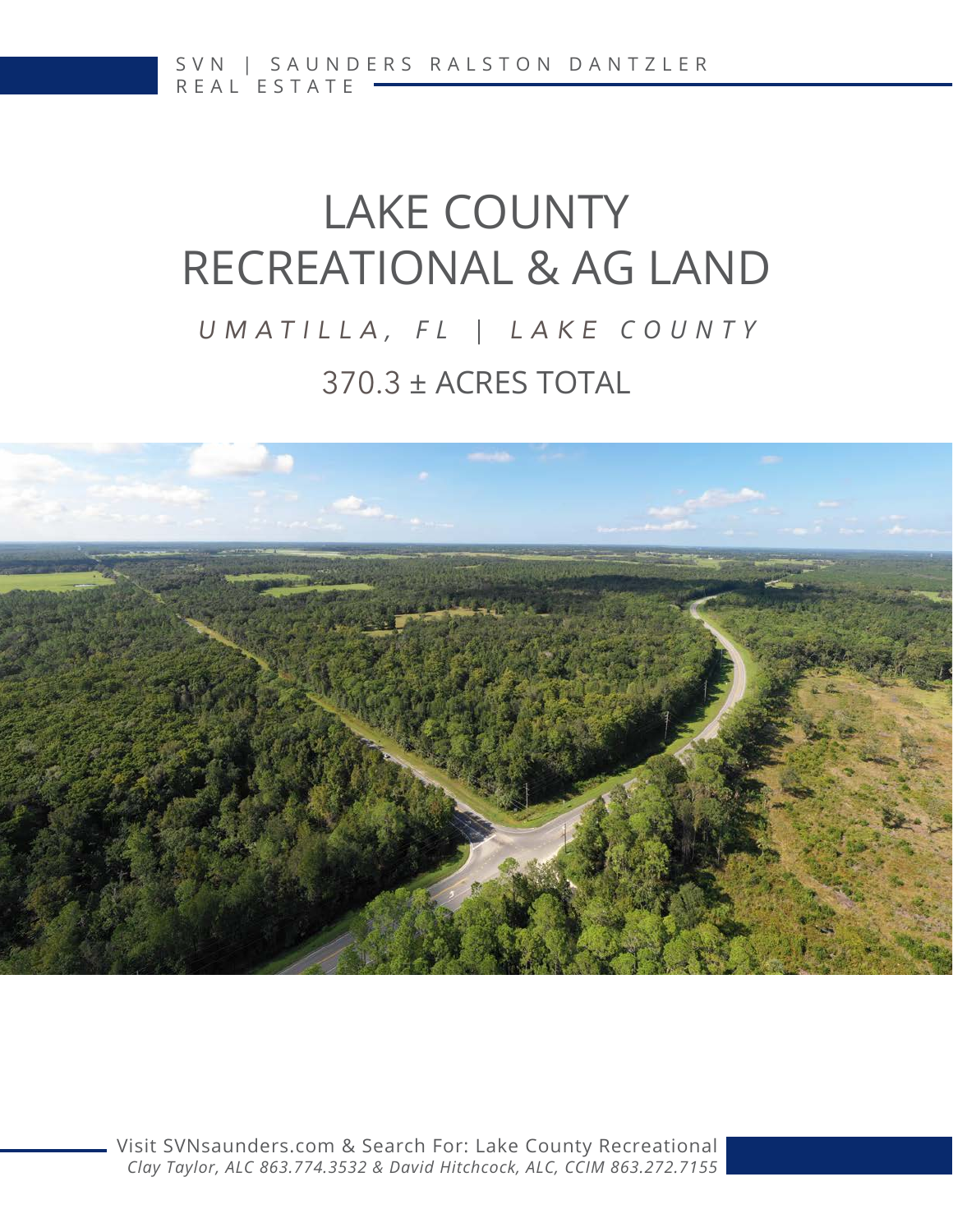SVN | SAUNDERS RALSTON DANTZLER REAL ESTATE

# LAKE COUNTY RECREATIONAL & AG LAND

*UMATILLA, FL | LAKE COUNTY*

## 370.3 ± ACRES TOTAL

Visit SVNsaunders.com & Search For: Lake County Recreational

*Clay Taylor, ALC 863.774.3532 & David Hitchcock, ALC, CCIM 863.272.7155*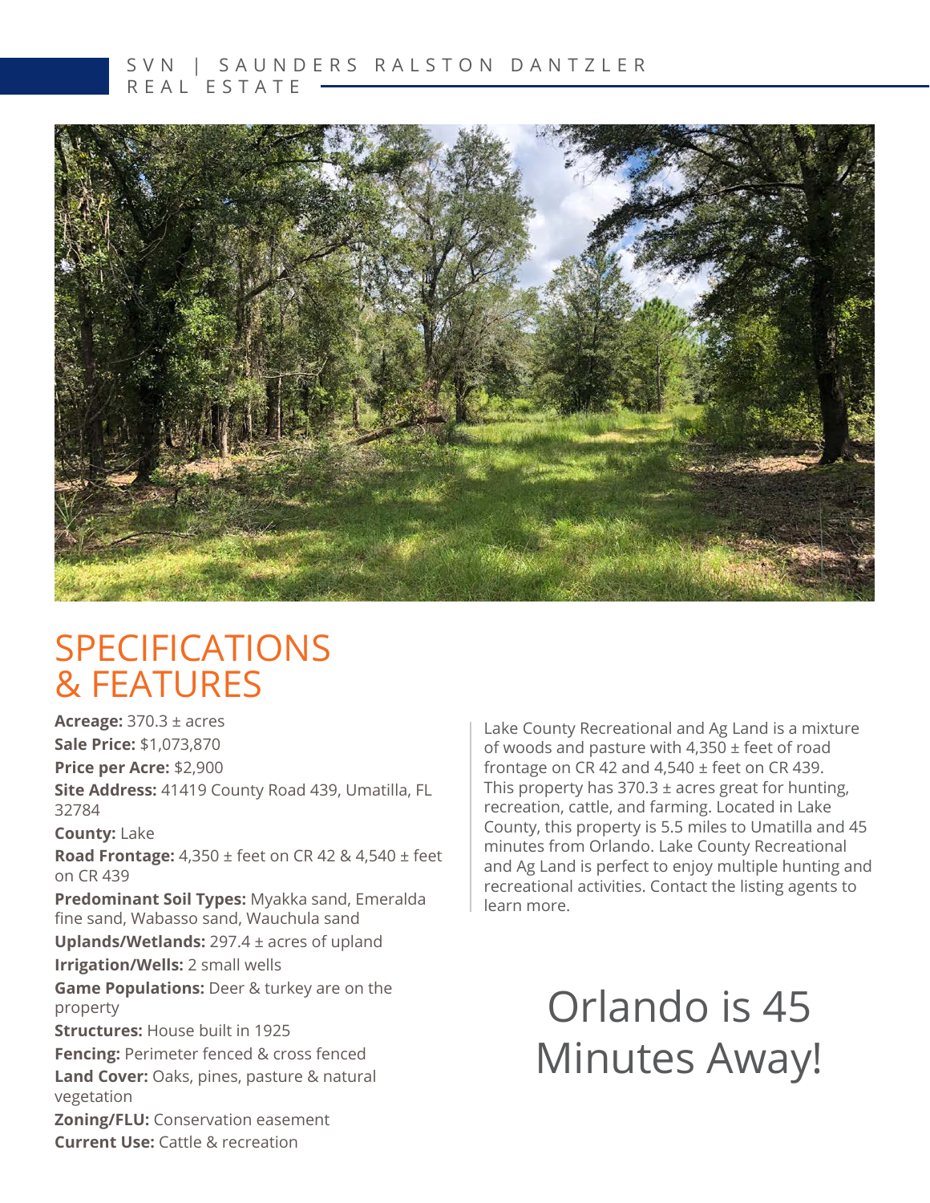# SPECIFICATIONS & FEATURES

**Acreage:** 370.3 ± acres
**Sale Price:** $1,073,870
**Price per Acre:** $2,900
**Site Address:** 41419 County Road 439, Umatilla, FL 32784
**County:** Lake
**Road Frontage:** 4,350 ± feet on CR 42 & 4,540 ± feet on CR 439
**Predominant Soil Types:** Myakka sand, Emeralda fine sand, Wabasso sand, Wauchula sand
**Uplands/Wetlands:** 297.4 ± acres of upland
**Irrigation/Wells:** 2 small wells
**Game Populations:** Deer & turkey are on the property
**Structures:** House built in 1925
**Fencing:** Perimeter fenced & cross fenced
**Land Cover:** Oaks, pines, pasture & natural vegetation
**Zoning/FLU:** Conservation easement
**Current Use:** Cattle & recreation

Lake County Recreational and Ag Land is a mixture of woods and pasture with 4,350 ± feet of road frontage on CR 42 and 4,540 ± feet on CR 439. This property has 370.3 ± acres great for hunting, recreation, cattle, and farming. Located in Lake County, this property is 5.5 miles to Umatilla and 45 minutes from Orlando. Lake County Recreational and Ag Land is perfect to enjoy multiple hunting and recreational activities. Contact the listing agents to learn more.

## Orlando is 45 Minutes Away!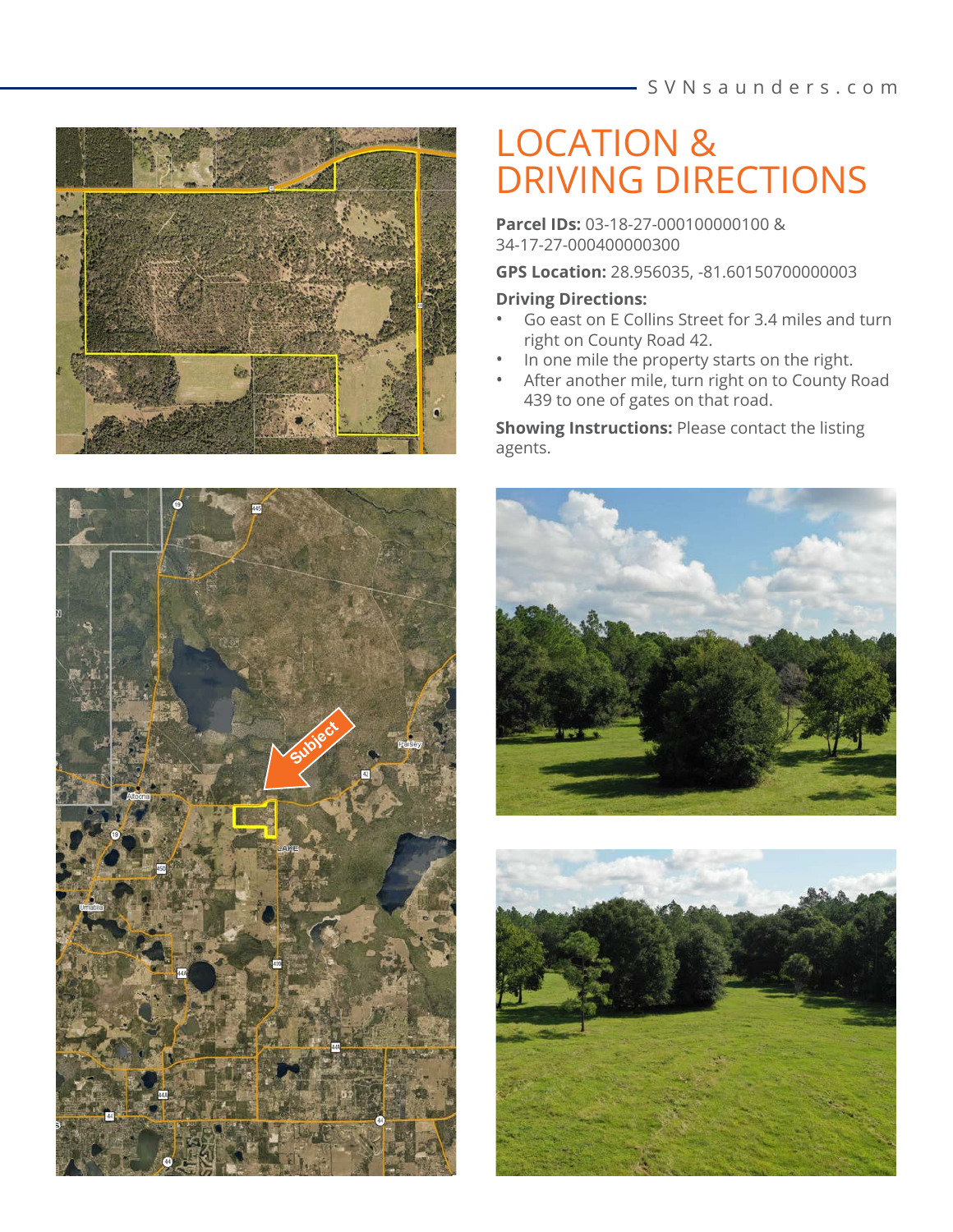# LOCATION & DRIVING DIRECTIONS

**Parcel IDs:** 03-18-27-000100000100 & 34-17-27-000400000300

**GPS Location:** 28.956035, -81.60150700000003

**Driving Directions:**

- Go east on E Collins Street for 3.4 miles and turn right on County Road 42.
- In one mile the property starts on the right.
- After another mile, turn right on to County Road 439 to one of gates on that road.

**Showing Instructions:** Please contact the listing agents.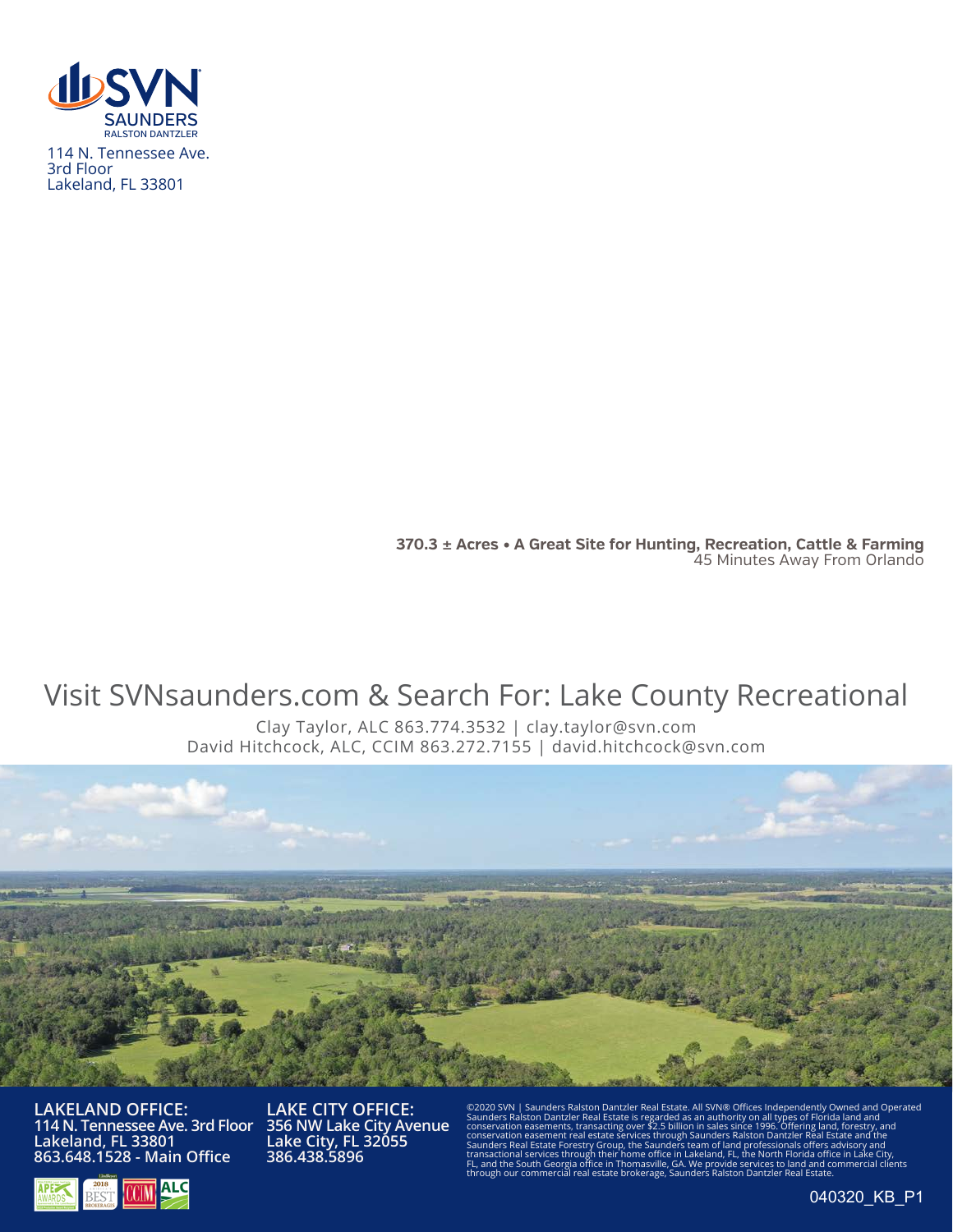SVN SAUNDERS RALSTON DANTZLER

114 N. Tennessee Ave.
3rd Floor
Lakeland, FL 33801

**370.3 ± Acres • A Great Site for Hunting, Recreation, Cattle & Farming**
45 Minutes Away From Orlando

## Visit SVNsaunders.com & Search For: Lake County Recreational

Clay Taylor, ALC 863.774.3532 | clay.taylor@svn.com
David Hitchcock, ALC, CCIM 863.272.7155 | david.hitchcock@svn.com

**LAKELAND OFFICE:**
**114 N. Tennessee Ave. 3rd Floor**
**Lakeland, FL 33801**
**863.648.1528 - Main Office**

**LAKE CITY OFFICE:**
**356 NW Lake City Avenue**
**Lake City, FL 32055**
**386.438.5896**

©2020 SVN | Saunders Ralston Dantzler Real Estate. All SVN® Offices Independently Owned and Operated Saunders Ralston Dantzler Real Estate is regarded as an authority on all types of Florida land and conservation easements, transacting over $2.5 billion in sales since 1996. Offering land, forestry, and conservation easement real estate services through Saunders Ralston Dantzler Real Estate and the Saunders Real Estate Forestry Group, the Saunders team of land professionals offers advisory and transactional services through their home office in Lakeland, FL, the North Florida office in Lake City, FL, and the South Georgia office in Thomasville, GA. We provide services to land and commercial clients through our commercial real estate brokerage, Saunders Ralston Dantzler Real Estate.

040320_KB_P1